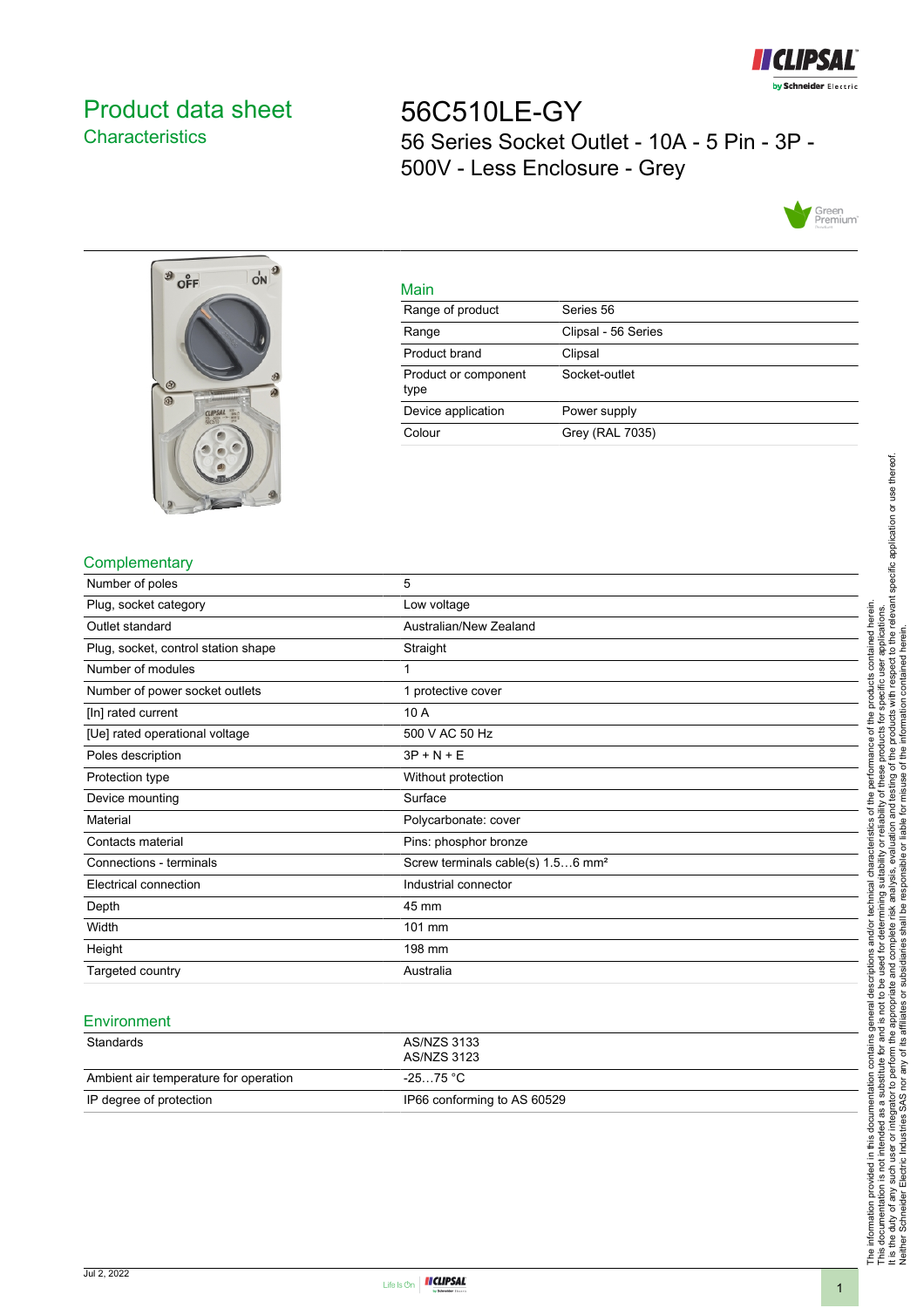# Product data sheet

## Characteristics

# 56C510LE-GY

56 Series Socket Outlet - 10A - 5 Pin - 3P - 500V - Less Enclosure - Grey

## Main

| | |
|---|---|
| Range of product | Series 56 |
| Range | Clipsal - 56 Series |
| Product brand | Clipsal |
| Product or component type | Socket-outlet |
| Device application | Power supply |
| Colour | Grey (RAL 7035) |

## Complementary

| | |
|---|---|
| Number of poles | 5 |
| Plug, socket category | Low voltage |
| Outlet standard | Australian/New Zealand |
| Plug, socket, control station shape | Straight |
| Number of modules | 1 |
| Number of power socket outlets | 1 protective cover |
| [In] rated current | 10 A |
| [Ue] rated operational voltage | 500 V AC 50 Hz |
| Poles description | 3P + N + E |
| Protection type | Without protection |
| Device mounting | Surface |
| Material | Polycarbonate: cover |
| Contacts material | Pins: phosphor bronze |
| Connections - terminals | Screw terminals cable(s) 1.5…6 mm² |
| Electrical connection | Industrial connector |
| Depth | 45 mm |
| Width | 101 mm |
| Height | 198 mm |
| Targeted country | Australia |

## Environment

| | |
|---|---|
| Standards | AS/NZS 3133<br>AS/NZS 3123 |
| Ambient air temperature for operation | -25…75 °C |
| IP degree of protection | IP66 conforming to AS 60529 |

The information provided in this documentation contains general descriptions and/or technical characteristics of the performance of the products contained herein. This documentation is not intended as a substitute for and is not to be used for determining suitability or reliability of these products for specific user applications. It is the duty of any such user or integrator to perform the appropriate and complete risk analysis, evaluation and testing of the products with respect to the relevant specific application or use thereof. Neither Schneider Electric Industries SAS nor any of its affiliates or subsidiaries shall be responsible or liable for misuse of the information contained herein.

Jul 2, 2022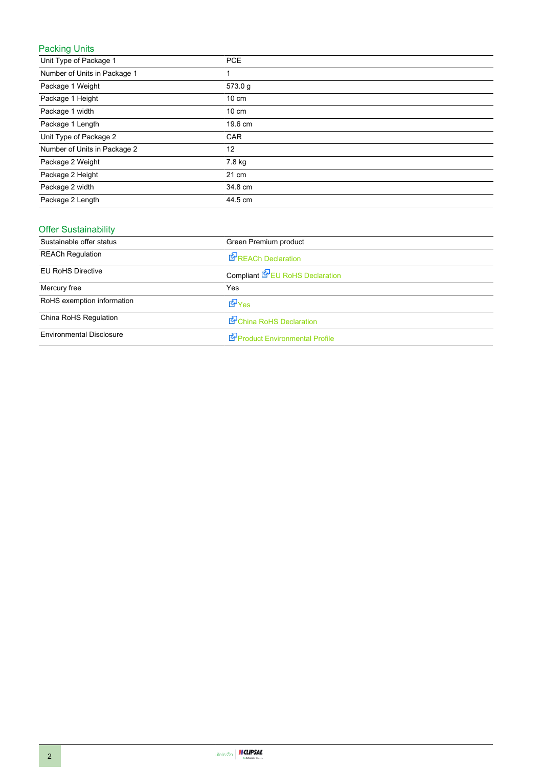## Packing Units

| | |
|---|---|
| Unit Type of Package 1 | PCE |
| Number of Units in Package 1 | 1 |
| Package 1 Weight | 573.0 g |
| Package 1 Height | 10 cm |
| Package 1 width | 10 cm |
| Package 1 Length | 19.6 cm |
| Unit Type of Package 2 | CAR |
| Number of Units in Package 2 | 12 |
| Package 2 Weight | 7.8 kg |
| Package 2 Height | 21 cm |
| Package 2 width | 34.8 cm |
| Package 2 Length | 44.5 cm |

## Offer Sustainability

| | |
|---|---|
| Sustainable offer status | Green Premium product |
| REACh Regulation | REACh Declaration |
| EU RoHS Directive | Compliant EU RoHS Declaration |
| Mercury free | Yes |
| RoHS exemption information | Yes |
| China RoHS Regulation | China RoHS Declaration |
| Environmental Disclosure | Product Environmental Profile |